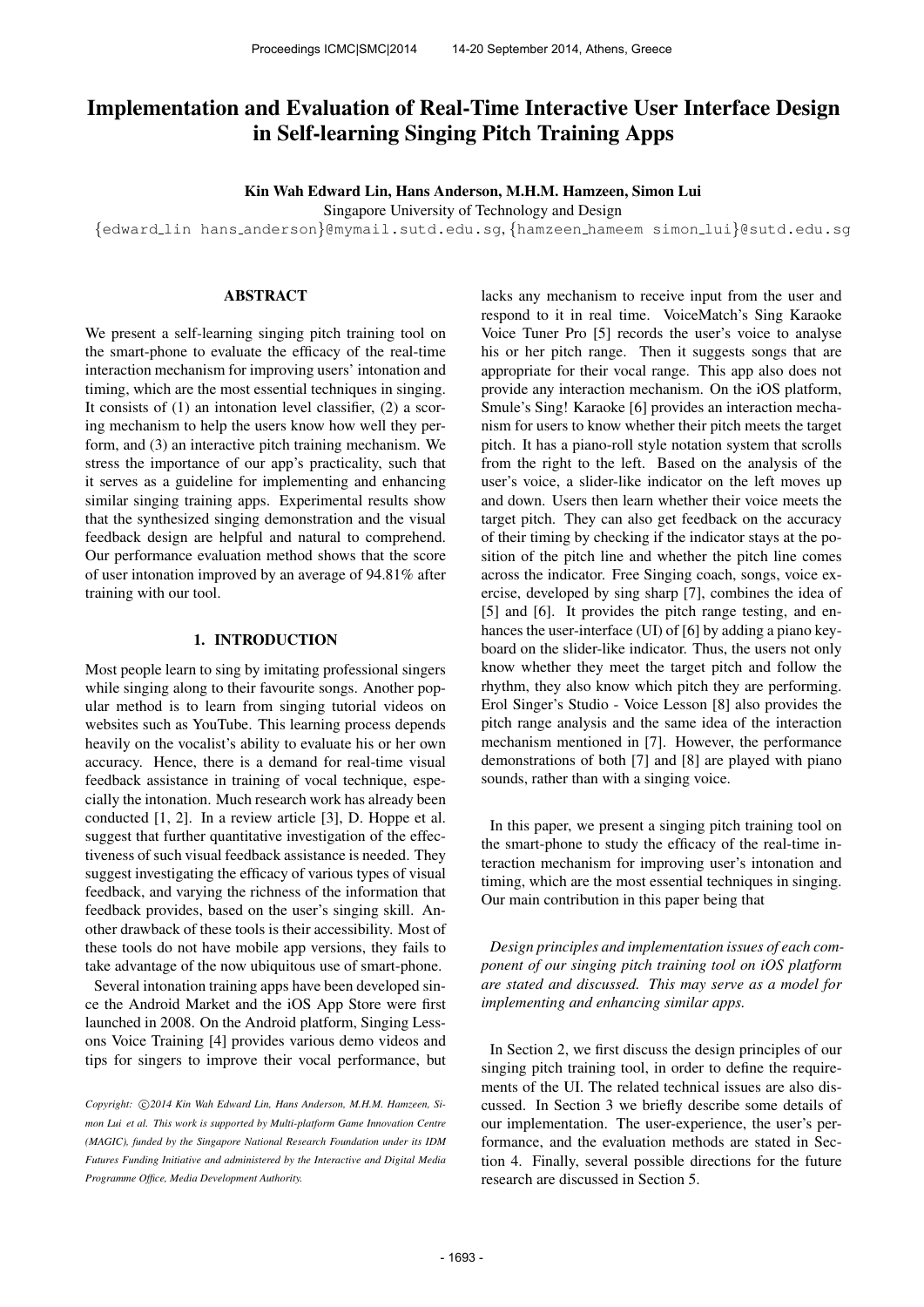# Implementation and Evaluation of Real-Time Interactive User Interface Design in Self-learning Singing Pitch Training Apps

**Kin Wah Edward Lin, Hans Anderson, M.H.M. Hamzeen, Simon Lui**

Singapore University of Technology and Design

{edward_lin hans_anderson}@mymail.sutd.edu.sg, {hamzeen_hameem simon_lui}@sutd.edu.sg

## ABSTRACT

We present a self-learning singing pitch training tool on the smart-phone to evaluate the efficacy of the real-time interaction mechanism for improving users' intonation and timing, which are the most essential techniques in singing. It consists of (1) an intonation level classifier, (2) a scoring mechanism to help the users know how well they perform, and (3) an interactive pitch training mechanism. We stress the importance of our app's practicality, such that it serves as a guideline for implementing and enhancing similar singing training apps. Experimental results show that the synthesized singing demonstration and the visual feedback design are helpful and natural to comprehend. Our performance evaluation method shows that the score of user intonation improved by an average of 94.81% after training with our tool.

## 1. INTRODUCTION

Most people learn to sing by imitating professional singers while singing along to their favourite songs. Another popular method is to learn from singing tutorial videos on websites such as YouTube. This learning process depends heavily on the vocalist's ability to evaluate his or her own accuracy. Hence, there is a demand for real-time visual feedback assistance in training of vocal technique, especially the intonation. Much research work has already been conducted [1, 2]. In a review article [3], D. Hoppe et al. suggest that further quantitative investigation of the effectiveness of such visual feedback assistance is needed. They suggest investigating the efficacy of various types of visual feedback, and varying the richness of the information that feedback provides, based on the user's singing skill. Another drawback of these tools is their accessibility. Most of these tools do not have mobile app versions, they fails to take advantage of the now ubiquitous use of smart-phone.

Several intonation training apps have been developed since the Android Market and the iOS App Store were first launched in 2008. On the Android platform, Singing Lessons Voice Training [4] provides various demo videos and tips for singers to improve their vocal performance, but lacks any mechanism to receive input from the user and respond to it in real time. VoiceMatch's Sing Karaoke Voice Tuner Pro [5] records the user's voice to analyse his or her pitch range. Then it suggests songs that are appropriate for their vocal range. This app also does not provide any interaction mechanism. On the iOS platform, Smule's Sing! Karaoke [6] provides an interaction mechanism for users to know whether their pitch meets the target pitch. It has a piano-roll style notation system that scrolls from the right to the left. Based on the analysis of the user's voice, a slider-like indicator on the left moves up and down. Users then learn whether their voice meets the target pitch. They can also get feedback on the accuracy of their timing by checking if the indicator stays at the position of the pitch line and whether the pitch line comes across the indicator. Free Singing coach, songs, voice exercise, developed by sing sharp [7], combines the idea of [5] and [6]. It provides the pitch range testing, and enhances the user-interface (UI) of [6] by adding a piano keyboard on the slider-like indicator. Thus, the users not only know whether they meet the target pitch and follow the rhythm, they also know which pitch they are performing. Erol Singer's Studio - Voice Lesson [8] also provides the pitch range analysis and the same idea of the interaction mechanism mentioned in [7]. However, the performance demonstrations of both [7] and [8] are played with piano sounds, rather than with a singing voice.

In this paper, we present a singing pitch training tool on the smart-phone to study the efficacy of the real-time interaction mechanism for improving user's intonation and timing, which are the most essential techniques in singing. Our main contribution in this paper being that

*Design principles and implementation issues of each component of our singing pitch training tool on iOS platform are stated and discussed. This may serve as a model for implementing and enhancing similar apps.*

In Section 2, we first discuss the design principles of our singing pitch training tool, in order to define the requirements of the UI. The related technical issues are also discussed. In Section 3 we briefly describe some details of our implementation. The user-experience, the user's performance, and the evaluation methods are stated in Section 4. Finally, several possible directions for the future research are discussed in Section 5.

*Copyright: ©2014 Kin Wah Edward Lin, Hans Anderson, M.H.M. Hamzeen, Simon Lui et al. This work is supported by Multi-platform Game Innovation Centre (MAGIC), funded by the Singapore National Research Foundation under its IDM Futures Funding Initiative and administered by the Interactive and Digital Media Programme Office, Media Development Authority.*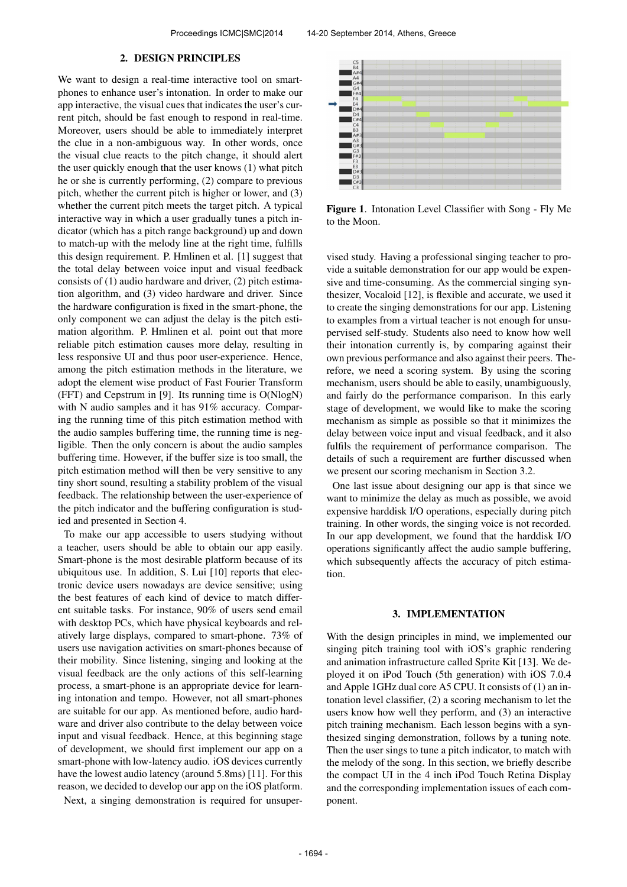## 2. DESIGN PRINCIPLES

We want to design a real-time interactive tool on smartphones to enhance user's intonation. In order to make our app interactive, the visual cues that indicates the user's current pitch, should be fast enough to respond in real-time. Moreover, users should be able to immediately interpret the clue in a non-ambiguous way. In other words, once the visual clue reacts to the pitch change, it should alert the user quickly enough that the user knows (1) what pitch he or she is currently performing, (2) compare to previous pitch, whether the current pitch is higher or lower, and (3) whether the current pitch meets the target pitch. A typical interactive way in which a user gradually tunes a pitch indicator (which has a pitch range background) up and down to match-up with the melody line at the right time, fulfills this design requirement. P. Hmlinen et al. [1] suggest that the total delay between voice input and visual feedback consists of (1) audio hardware and driver, (2) pitch estimation algorithm, and (3) video hardware and driver. Since the hardware configuration is fixed in the smart-phone, the only component we can adjust the delay is the pitch estimation algorithm. P. Hmlinen et al. point out that more reliable pitch estimation causes more delay, resulting in less responsive UI and thus poor user-experience. Hence, among the pitch estimation methods in the literature, we adopt the element wise product of Fast Fourier Transform (FFT) and Cepstrum in [9]. Its running time is O(NlogN) with N audio samples and it has 91% accuracy. Comparing the running time of this pitch estimation method with the audio samples buffering time, the running time is negligible. Then the only concern is about the audio samples buffering time. However, if the buffer size is too small, the pitch estimation method will then be very sensitive to any tiny short sound, resulting a stability problem of the visual feedback. The relationship between the user-experience of the pitch indicator and the buffering configuration is studied and presented in Section 4.

To make our app accessible to users studying without a teacher, users should be able to obtain our app easily. Smart-phone is the most desirable platform because of its ubiquitous use. In addition, S. Lui [10] reports that electronic device users nowadays are device sensitive; using the best features of each kind of device to match different suitable tasks. For instance, 90% of users send email with desktop PCs, which have physical keyboards and relatively large displays, compared to smart-phone. 73% of users use navigation activities on smart-phones because of their mobility. Since listening, singing and looking at the visual feedback are the only actions of this self-learning process, a smart-phone is an appropriate device for learning intonation and tempo. However, not all smart-phones are suitable for our app. As mentioned before, audio hardware and driver also contribute to the delay between voice input and visual feedback. Hence, at this beginning stage of development, we should first implement our app on a smart-phone with low-latency audio. iOS devices currently have the lowest audio latency (around 5.8ms) [11]. For this reason, we decided to develop our app on the iOS platform.

Next, a singing demonstration is required for unsupervised study. Having a professional singing teacher to provide a suitable demonstration for our app would be expensive and time-consuming. As the commercial singing synthesizer, Vocaloid [12], is flexible and accurate, we used it to create the singing demonstrations for our app. Listening to examples from a virtual teacher is not enough for unsupervised self-study. Students also need to know how well their intonation currently is, by comparing against their own previous performance and also against their peers. Therefore, we need a scoring system. By using the scoring mechanism, users should be able to easily, unambiguously, and fairly do the performance comparison. In this early stage of development, we would like to make the scoring mechanism as simple as possible so that it minimizes the delay between voice input and visual feedback, and it also fulfils the requirement of performance comparison. The details of such a requirement are further discussed when we present our scoring mechanism in Section 3.2.

**Figure 1**. Intonation Level Classifier with Song - Fly Me to the Moon.

One last issue about designing our app is that since we want to minimize the delay as much as possible, we avoid expensive harddisk I/O operations, especially during pitch training. In other words, the singing voice is not recorded. In our app development, we found that the harddisk I/O operations significantly affect the audio sample buffering, which subsequently affects the accuracy of pitch estimation.

## 3. IMPLEMENTATION

With the design principles in mind, we implemented our singing pitch training tool with iOS's graphic rendering and animation infrastructure called Sprite Kit [13]. We deployed it on iPod Touch (5th generation) with iOS 7.0.4 and Apple 1GHz dual core A5 CPU. It consists of (1) an intonation level classifier, (2) a scoring mechanism to let the users know how well they perform, and (3) an interactive pitch training mechanism. Each lesson begins with a synthesized singing demonstration, follows by a tuning note. Then the user sings to tune a pitch indicator, to match with the melody of the song. In this section, we briefly describe the compact UI in the 4 inch iPod Touch Retina Display and the corresponding implementation issues of each component.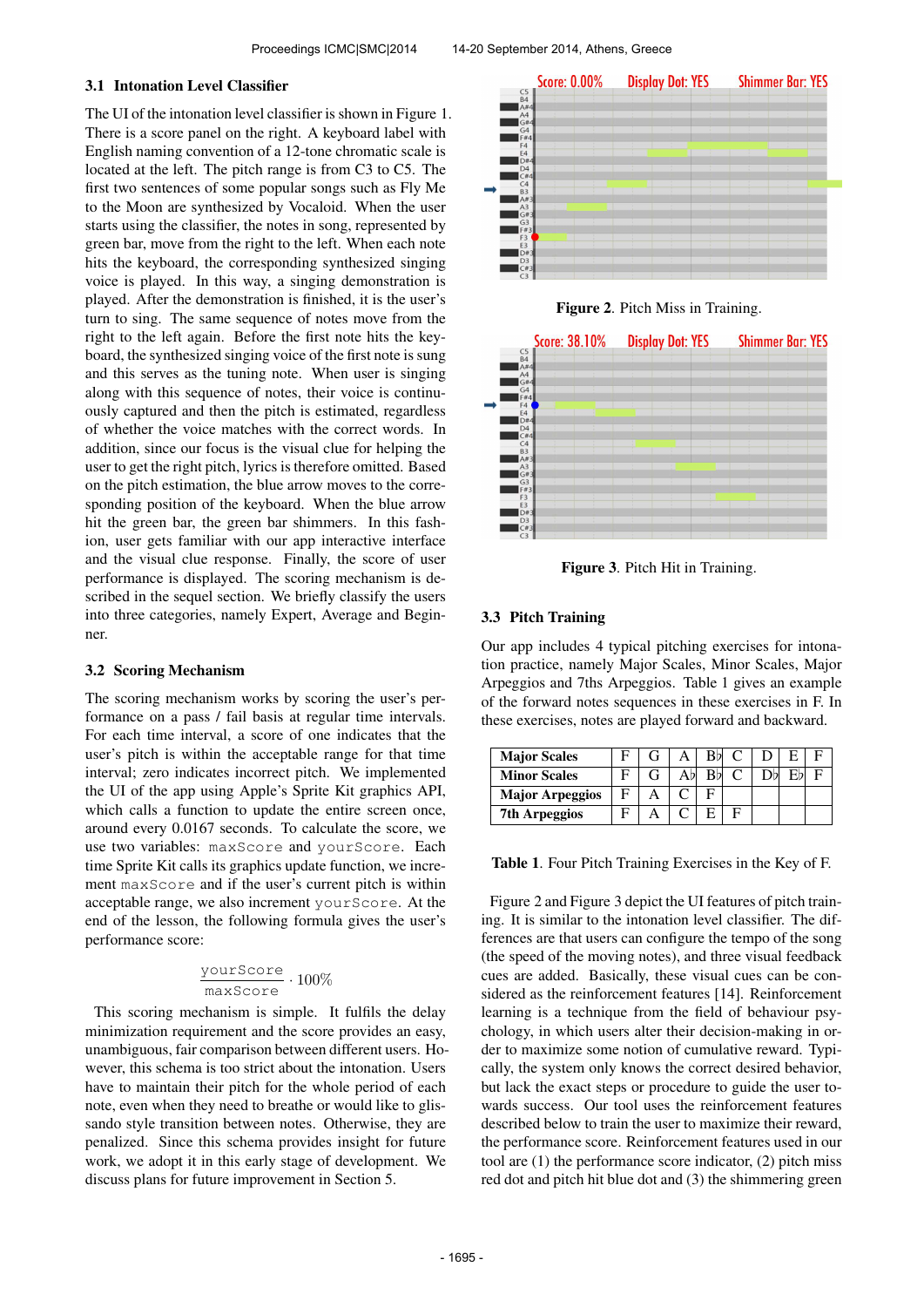### 3.1 Intonation Level Classifier

The UI of the intonation level classifier is shown in Figure 1. There is a score panel on the right. A keyboard label with English naming convention of a 12-tone chromatic scale is located at the left. The pitch range is from C3 to C5. The first two sentences of some popular songs such as Fly Me to the Moon are synthesized by Vocaloid. When the user starts using the classifier, the notes in song, represented by green bar, move from the right to the left. When each note hits the keyboard, the corresponding synthesized singing voice is played. In this way, a singing demonstration is played. After the demonstration is finished, it is the user's turn to sing. The same sequence of notes move from the right to the left again. Before the first note hits the keyboard, the synthesized singing voice of the first note is sung and this serves as the tuning note. When user is singing along with this sequence of notes, their voice is continuously captured and then the pitch is estimated, regardless of whether the voice matches with the correct words. In addition, since our focus is the visual clue for helping the user to get the right pitch, lyrics is therefore omitted. Based on the pitch estimation, the blue arrow moves to the corresponding position of the keyboard. When the blue arrow hit the green bar, the green bar shimmers. In this fashion, user gets familiar with our app interactive interface and the visual clue response. Finally, the score of user performance is displayed. The scoring mechanism is described in the sequel section. We briefly classify the users into three categories, namely Expert, Average and Beginner.

### 3.2 Scoring Mechanism

The scoring mechanism works by scoring the user's performance on a pass / fail basis at regular time intervals. For each time interval, a score of one indicates that the user's pitch is within the acceptable range for that time interval; zero indicates incorrect pitch. We implemented the UI of the app using Apple's Sprite Kit graphics API, which calls a function to update the entire screen once, around every 0.0167 seconds. To calculate the score, we use two variables: `maxScore` and `yourScore`. Each time Sprite Kit calls its graphics update function, we increment `maxScore` and if the user's current pitch is within acceptable range, we also increment `yourScore`. At the end of the lesson, the following formula gives the user's performance score:

$$\frac{\texttt{yourScore}}{\texttt{maxScore}} \cdot 100\%$$

This scoring mechanism is simple. It fulfils the delay minimization requirement and the score provides an easy, unambiguous, fair comparison between different users. However, this schema is too strict about the intonation. Users have to maintain their pitch for the whole period of each note, even when they need to breathe or would like to glissando style transition between notes. Otherwise, they are penalized. Since this schema provides insight for future work, we adopt it in this early stage of development. We discuss plans for future improvement in Section 5.

Figure 2. Pitch Miss in Training.

Figure 3. Pitch Hit in Training.

### 3.3 Pitch Training

Our app includes 4 typical pitching exercises for intonation practice, namely Major Scales, Minor Scales, Major Arpeggios and 7ths Arpeggios. Table 1 gives an example of the forward notes sequences in these exercises in F. In these exercises, notes are played forward and backward.

| **Major Scales** | F | G | A | B♭ | C | D | E | F |
|---|---|---|---|---|---|---|---|---|
| **Minor Scales** | F | G | A♭ | B♭ | C | D♭ | E♭ | F |
| **Major Arpeggios** | F | A | C | F | | | | |
| **7th Arpeggios** | F | A | C | E | F | | | |

**Table 1**. Four Pitch Training Exercises in the Key of F.

Figure 2 and Figure 3 depict the UI features of pitch training. It is similar to the intonation level classifier. The differences are that users can configure the tempo of the song (the speed of the moving notes), and three visual feedback cues are added. Basically, these visual cues can be considered as the reinforcement features [14]. Reinforcement learning is a technique from the field of behaviour psychology, in which users alter their decision-making in order to maximize some notion of cumulative reward. Typically, the system only knows the correct desired behavior, but lack the exact steps or procedure to guide the user towards success. Our tool uses the reinforcement features described below to train the user to maximize their reward, the performance score. Reinforcement features used in our tool are (1) the performance score indicator, (2) pitch miss red dot and pitch hit blue dot and (3) the shimmering green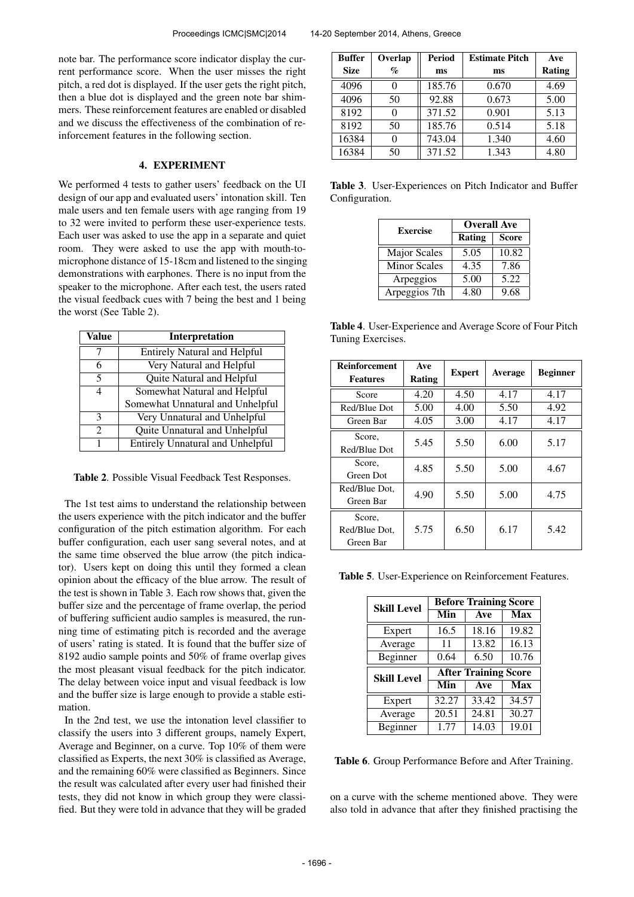note bar. The performance score indicator display the current performance score. When the user misses the right pitch, a red dot is displayed. If the user gets the right pitch, then a blue dot is displayed and the green note bar shimmers. These reinforcement features are enabled or disabled and we discuss the effectiveness of the combination of reinforcement features in the following section.

## 4. EXPERIMENT

We performed 4 tests to gather users' feedback on the UI design of our app and evaluated users' intonation skill. Ten male users and ten female users with age ranging from 19 to 32 were invited to perform these user-experience tests. Each user was asked to use the app in a separate and quiet room. They were asked to use the app with mouth-to-microphone distance of 15-18cm and listened to the singing demonstrations with earphones. There is no input from the speaker to the microphone. After each test, the users rated the visual feedback cues with 7 being the best and 1 being the worst (See Table 2).

| Value | Interpretation |
|---|---|
| 7 | Entirely Natural and Helpful |
| 6 | Very Natural and Helpful |
| 5 | Quite Natural and Helpful |
| 4 | Somewhat Natural and Helpful<br>Somewhat Unnatural and Unhelpful |
| 3 | Very Unnatural and Unhelpful |
| 2 | Quite Unnatural and Unhelpful |
| 1 | Entirely Unnatural and Unhelpful |

**Table 2**. Possible Visual Feedback Test Responses.

The 1st test aims to understand the relationship between the users experience with the pitch indicator and the buffer configuration of the pitch estimation algorithm. For each buffer configuration, each user sang several notes, and at the same time observed the blue arrow (the pitch indicator). Users kept on doing this until they formed a clean opinion about the efficacy of the blue arrow. The result of the test is shown in Table 3. Each row shows that, given the buffer size and the percentage of frame overlap, the period of buffering sufficient audio samples is measured, the running time of estimating pitch is recorded and the average of users' rating is stated. It is found that the buffer size of 8192 audio sample points and 50% of frame overlap gives the most pleasant visual feedback for the pitch indicator. The delay between voice input and visual feedback is low and the buffer size is large enough to provide a stable estimation.

In the 2nd test, we use the intonation level classifier to classify the users into 3 different groups, namely Expert, Average and Beginner, on a curve. Top 10% of them were classified as Experts, the next 30% is classified as Average, and the remaining 60% were classified as Beginners. Since the result was calculated after every user had finished their tests, they did not know in which group they were classified. But they were told in advance that they will be graded on a curve with the scheme mentioned above. They were also told in advance that after they finished practising the

| Buffer Size | Overlap % | Period ms | Estimate Pitch ms | Ave Rating |
|---|---|---|---|---|
| 4096 | 0 | 185.76 | 0.670 | 4.69 |
| 4096 | 50 | 92.88 | 0.673 | 5.00 |
| 8192 | 0 | 371.52 | 0.901 | 5.13 |
| 8192 | 50 | 185.76 | 0.514 | 5.18 |
| 16384 | 0 | 743.04 | 1.340 | 4.60 |
| 16384 | 50 | 371.52 | 1.343 | 4.80 |

**Table 3**. User-Experiences on Pitch Indicator and Buffer Configuration.

| Exercise | Overall Ave | |
|---|---|---|
| | Rating | Score |
| Major Scales | 5.05 | 10.82 |
| Minor Scales | 4.35 | 7.86 |
| Arpeggios | 5.00 | 5.22 |
| Arpeggios 7th | 4.80 | 9.68 |

**Table 4**. User-Experience and Average Score of Four Pitch Tuning Exercises.

| Reinforcement Features | Ave Rating | Expert | Average | Beginner |
|---|---|---|---|---|
| Score | 4.20 | 4.50 | 4.17 | 4.17 |
| Red/Blue Dot | 5.00 | 4.00 | 5.50 | 4.92 |
| Green Bar | 4.05 | 3.00 | 4.17 | 4.17 |
| Score, Red/Blue Dot | 5.45 | 5.50 | 6.00 | 5.17 |
| Score, Green Dot | 4.85 | 5.50 | 5.00 | 4.67 |
| Red/Blue Dot, Green Bar | 4.90 | 5.50 | 5.00 | 4.75 |
| Score, Red/Blue Dot, Green Bar | 5.75 | 6.50 | 6.17 | 5.42 |

**Table 5**. User-Experience on Reinforcement Features.

| Skill Level | Before Training Score | | |
|---|---|---|---|
| | Min | Ave | Max |
| Expert | 16.5 | 18.16 | 19.82 |
| Average | 11 | 13.82 | 16.13 |
| Beginner | 0.64 | 6.50 | 10.76 |
| **Skill Level** | **After Training Score** | | |
| | **Min** | **Ave** | **Max** |
| Expert | 32.27 | 33.42 | 34.57 |
| Average | 20.51 | 24.81 | 30.27 |
| Beginner | 1.77 | 14.03 | 19.01 |

**Table 6**. Group Performance Before and After Training.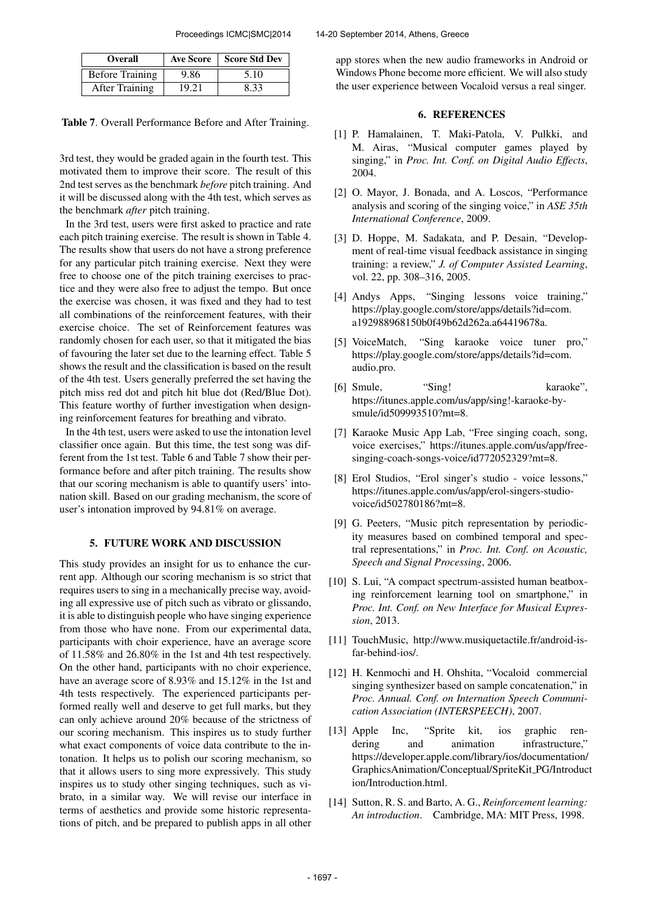| Overall | Ave Score | Score Std Dev |
| --- | --- | --- |
| Before Training | 9.86 | 5.10 |
| After Training | 19.21 | 8.33 |

**Table 7**. Overall Performance Before and After Training.

3rd test, they would be graded again in the fourth test. This motivated them to improve their score. The result of this 2nd test serves as the benchmark *before* pitch training. And it will be discussed along with the 4th test, which serves as the benchmark *after* pitch training.

In the 3rd test, users were first asked to practice and rate each pitch training exercise. The result is shown in Table 4. The results show that users do not have a strong preference for any particular pitch training exercise. Next they were free to choose one of the pitch training exercises to practice and they were also free to adjust the tempo. But once the exercise was chosen, it was fixed and they had to test all combinations of the reinforcement features, with their exercise choice. The set of Reinforcement features was randomly chosen for each user, so that it mitigated the bias of favouring the later set due to the learning effect. Table 5 shows the result and the classification is based on the result of the 4th test. Users generally preferred the set having the pitch miss red dot and pitch hit blue dot (Red/Blue Dot). This feature worthy of further investigation when designing reinforcement features for breathing and vibrato.

In the 4th test, users were asked to use the intonation level classifier once again. But this time, the test song was different from the 1st test. Table 6 and Table 7 show their performance before and after pitch training. The results show that our scoring mechanism is able to quantify users' intonation skill. Based on our grading mechanism, the score of user's intonation improved by 94.81% on average.

## 5. FUTURE WORK AND DISCUSSION

This study provides an insight for us to enhance the current app. Although our scoring mechanism is so strict that requires users to sing in a mechanically precise way, avoiding all expressive use of pitch such as vibrato or glissando, it is able to distinguish people who have singing experience from those who have none. From our experimental data, participants with choir experience, have an average score of 11.58% and 26.80% in the 1st and 4th test respectively. On the other hand, participants with no choir experience, have an average score of 8.93% and 15.12% in the 1st and 4th tests respectively. The experienced participants performed really well and deserve to get full marks, but they can only achieve around 20% because of the strictness of our scoring mechanism. This inspires us to study further what exact components of voice data contribute to the intonation. It helps us to polish our scoring mechanism, so that it allows users to sing more expressively. This study inspires us to study other singing techniques, such as vibrato, in a similar way. We will revise our interface in terms of aesthetics and provide some historic representations of pitch, and be prepared to publish apps in all other app stores when the new audio frameworks in Android or Windows Phone become more efficient. We will also study the user experience between Vocaloid versus a real singer.

## 6. REFERENCES

[1] P. Hamalainen, T. Maki-Patola, V. Pulkki, and M. Airas, "Musical computer games played by singing," in *Proc. Int. Conf. on Digital Audio Effects*, 2004.

[2] O. Mayor, J. Bonada, and A. Loscos, "Performance analysis and scoring of the singing voice," in *ASE 35th International Conference*, 2009.

[3] D. Hoppe, M. Sadakata, and P. Desain, "Development of real-time visual feedback assistance in singing training: a review," *J. of Computer Assisted Learning*, vol. 22, pp. 308–316, 2005.

[4] Andys Apps, "Singing lessons voice training," https://play.google.com/store/apps/details?id=com.a192988968150b0f49b62d262a.a64419678a.

[5] VoiceMatch, "Sing karaoke voice tuner pro," https://play.google.com/store/apps/details?id=com.audio.pro.

[6] Smule, "Sing! karaoke", https://itunes.apple.com/us/app/sing!-karaoke-by-smule/id509993510?mt=8.

[7] Karaoke Music App Lab, "Free singing coach, song, voice exercises," https://itunes.apple.com/us/app/free-singing-coach-songs-voice/id772052329?mt=8.

[8] Erol Studios, "Erol singer's studio - voice lessons," https://itunes.apple.com/us/app/erol-singers-studio-voice/id502780186?mt=8.

[9] G. Peeters, "Music pitch representation by periodicity measures based on combined temporal and spectral representations," in *Proc. Int. Conf. on Acoustic, Speech and Signal Processing*, 2006.

[10] S. Lui, "A compact spectrum-assisted human beatboxing reinforcement learning tool on smartphone," in *Proc. Int. Conf. on New Interface for Musical Expression*, 2013.

[11] TouchMusic, http://www.musiquetactile.fr/android-is-far-behind-ios/.

[12] H. Kenmochi and H. Ohshita, "Vocaloid commercial singing synthesizer based on sample concatenation," in *Proc. Annual. Conf. on Internation Speech Communication Association (INTERSPEECH)*, 2007.

[13] Apple Inc, "Sprite kit, ios graphic rendering and animation infrastructure," https://developer.apple.com/library/ios/documentation/GraphicsAnimation/Conceptual/SpriteKit_PG/Introduction/Introduction.html.

[14] Sutton, R. S. and Barto, A. G., *Reinforcement learning: An introduction*. Cambridge, MA: MIT Press, 1998.